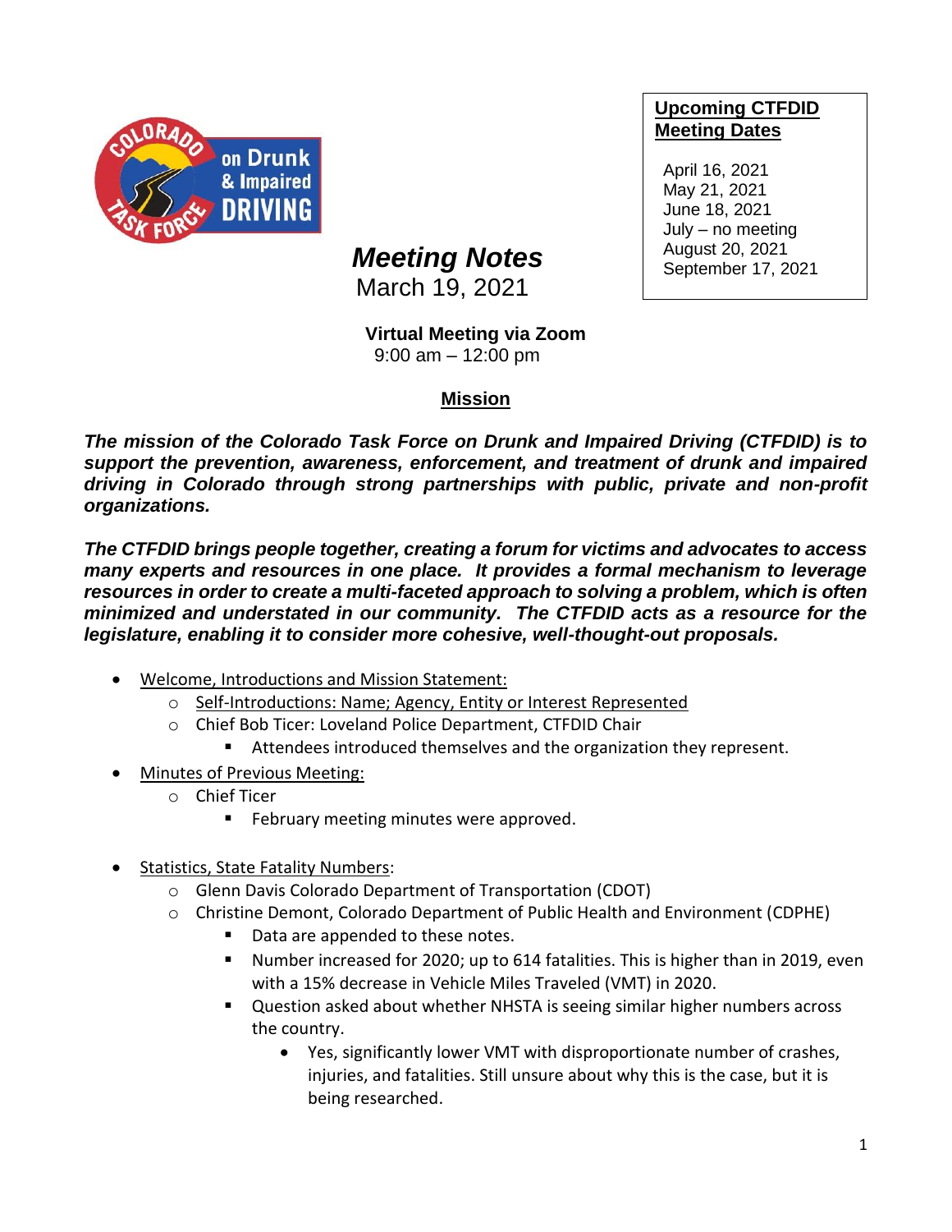**Upcoming CTFDID Meeting Dates**

April 16, 2021
May 21, 2021
June 18, 2021
July – no meeting
August 20, 2021
September 17, 2021

# Meeting Notes

March 19, 2021

**Virtual Meeting via Zoom**
9:00 am – 12:00 pm

## Mission

***The mission of the Colorado Task Force on Drunk and Impaired Driving (CTFDID) is to support the prevention, awareness, enforcement, and treatment of drunk and impaired driving in Colorado through strong partnerships with public, private and non-profit organizations.***

***The CTFDID brings people together, creating a forum for victims and advocates to access many experts and resources in one place. It provides a formal mechanism to leverage resources in order to create a multi-faceted approach to solving a problem, which is often minimized and understated in our community. The CTFDID acts as a resource for the legislature, enabling it to consider more cohesive, well-thought-out proposals.***

- Welcome, Introductions and Mission Statement:
  - Self-Introductions: Name; Agency, Entity or Interest Represented
  - Chief Bob Ticer: Loveland Police Department, CTFDID Chair
    - Attendees introduced themselves and the organization they represent.
- Minutes of Previous Meeting:
  - Chief Ticer
    - February meeting minutes were approved.
- Statistics, State Fatality Numbers:
  - Glenn Davis Colorado Department of Transportation (CDOT)
  - Christine Demont, Colorado Department of Public Health and Environment (CDPHE)
    - Data are appended to these notes.
    - Number increased for 2020; up to 614 fatalities. This is higher than in 2019, even with a 15% decrease in Vehicle Miles Traveled (VMT) in 2020.
    - Question asked about whether NHSTA is seeing similar higher numbers across the country.
      - Yes, significantly lower VMT with disproportionate number of crashes, injuries, and fatalities. Still unsure about why this is the case, but it is being researched.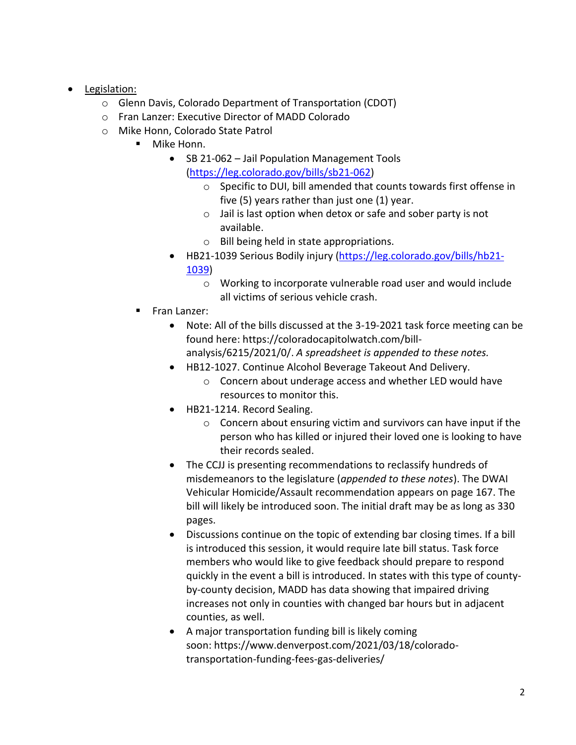- <u>Legislation:</u>
  - Glenn Davis, Colorado Department of Transportation (CDOT)
  - Fran Lanzer: Executive Director of MADD Colorado
  - Mike Honn, Colorado State Patrol
    - Mike Honn.
      - SB 21-062 – Jail Population Management Tools ([https://leg.colorado.gov/bills/sb21-062](https://leg.colorado.gov/bills/sb21-062))
        - Specific to DUI, bill amended that counts towards first offense in five (5) years rather than just one (1) year.
        - Jail is last option when detox or safe and sober party is not available.
        - Bill being held in state appropriations.
      - HB21-1039 Serious Bodily injury ([https://leg.colorado.gov/bills/hb21-1039](https://leg.colorado.gov/bills/hb21-1039))
        - Working to incorporate vulnerable road user and would include all victims of serious vehicle crash.
    - Fran Lanzer:
      - Note: All of the bills discussed at the 3-19-2021 task force meeting can be found here: https://coloradocapitolwatch.com/bill-analysis/6215/2021/0/. *A spreadsheet is appended to these notes.*
      - HB12-1027. Continue Alcohol Beverage Takeout And Delivery.
        - Concern about underage access and whether LED would have resources to monitor this.
      - HB21-1214. Record Sealing.
        - Concern about ensuring victim and survivors can have input if the person who has killed or injured their loved one is looking to have their records sealed.
      - The CCJJ is presenting recommendations to reclassify hundreds of misdemeanors to the legislature (*appended to these notes*). The DWAI Vehicular Homicide/Assault recommendation appears on page 167. The bill will likely be introduced soon. The initial draft may be as long as 330 pages.
      - Discussions continue on the topic of extending bar closing times. If a bill is introduced this session, it would require late bill status. Task force members who would like to give feedback should prepare to respond quickly in the event a bill is introduced. In states with this type of county-by-county decision, MADD has data showing that impaired driving increases not only in counties with changed bar hours but in adjacent counties, as well.
      - A major transportation funding bill is likely coming soon: https://www.denverpost.com/2021/03/18/colorado-transportation-funding-fees-gas-deliveries/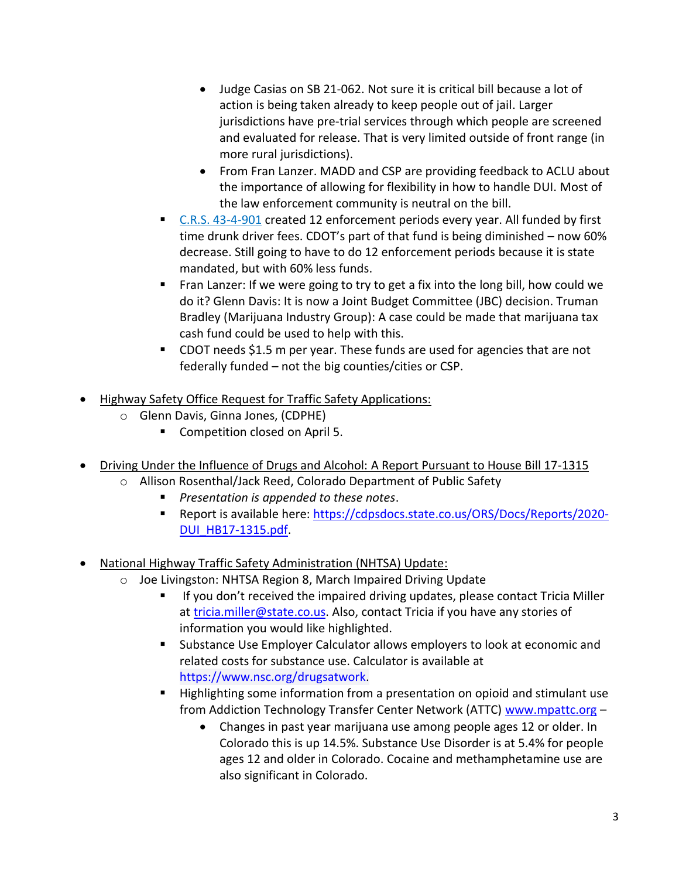- Judge Casias on SB 21-062. Not sure it is critical bill because a lot of action is being taken already to keep people out of jail. Larger jurisdictions have pre-trial services through which people are screened and evaluated for release. That is very limited outside of front range (in more rural jurisdictions).
      - From Fran Lanzer. MADD and CSP are providing feedback to ACLU about the importance of allowing for flexibility in how to handle DUI. Most of the law enforcement community is neutral on the bill.
    - [C.R.S. 43-4-901](#) created 12 enforcement periods every year. All funded by first time drunk driver fees. CDOT's part of that fund is being diminished – now 60% decrease. Still going to have to do 12 enforcement periods because it is state mandated, but with 60% less funds.
    - Fran Lanzer: If we were going to try to get a fix into the long bill, how could we do it? Glenn Davis: It is now a Joint Budget Committee (JBC) decision. Truman Bradley (Marijuana Industry Group): A case could be made that marijuana tax cash fund could be used to help with this.
    - CDOT needs $1.5 m per year. These funds are used for agencies that are not federally funded – not the big counties/cities or CSP.

- <u>Highway Safety Office Request for Traffic Safety Applications:</u>
  - Glenn Davis, Ginna Jones, (CDPHE)
    - Competition closed on April 5.

- <u>Driving Under the Influence of Drugs and Alcohol: A Report Pursuant to House Bill 17-1315</u>
  - Allison Rosenthal/Jack Reed, Colorado Department of Public Safety
    - *Presentation is appended to these notes*.
    - Report is available here: https://cdpsdocs.state.co.us/ORS/Docs/Reports/2020-DUI_HB17-1315.pdf.

- <u>National Highway Traffic Safety Administration (NHTSA) Update:</u>
  - Joe Livingston: NHTSA Region 8, March Impaired Driving Update
    - If you don't received the impaired driving updates, please contact Tricia Miller at tricia.miller@state.co.us. Also, contact Tricia if you have any stories of information you would like highlighted.
    - Substance Use Employer Calculator allows employers to look at economic and related costs for substance use. Calculator is available at https://www.nsc.org/drugsatwork.
    - Highlighting some information from a presentation on opioid and stimulant use from Addiction Technology Transfer Center Network (ATTC) www.mpattc.org –
      - Changes in past year marijuana use among people ages 12 or older. In Colorado this is up 14.5%. Substance Use Disorder is at 5.4% for people ages 12 and older in Colorado. Cocaine and methamphetamine use are also significant in Colorado.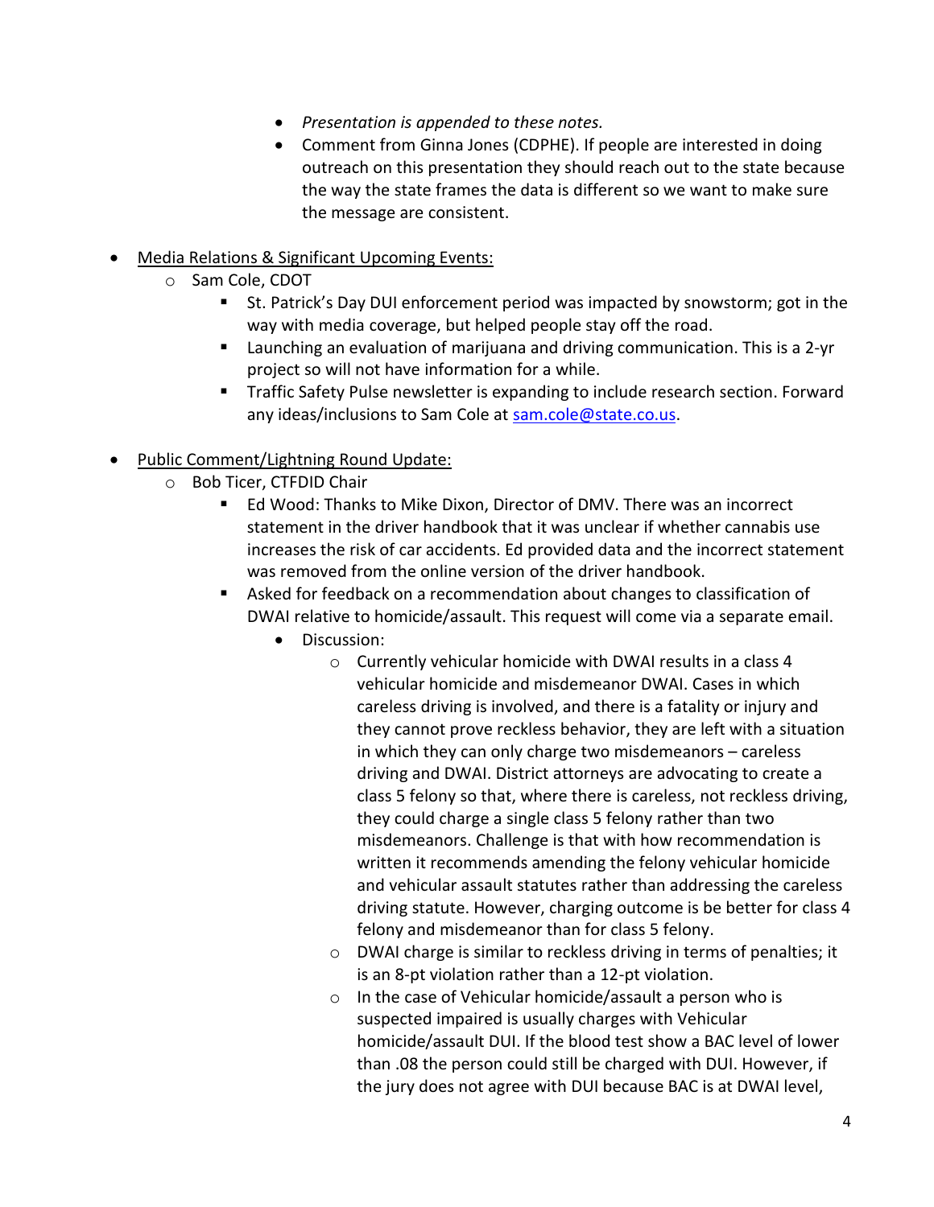- *Presentation is appended to these notes.*
- Comment from Ginna Jones (CDPHE). If people are interested in doing outreach on this presentation they should reach out to the state because the way the state frames the data is different so we want to make sure the message are consistent.

- Media Relations & Significant Upcoming Events:
  - Sam Cole, CDOT
    - St. Patrick's Day DUI enforcement period was impacted by snowstorm; got in the way with media coverage, but helped people stay off the road.
    - Launching an evaluation of marijuana and driving communication. This is a 2-yr project so will not have information for a while.
    - Traffic Safety Pulse newsletter is expanding to include research section. Forward any ideas/inclusions to Sam Cole at sam.cole@state.co.us.

- Public Comment/Lightning Round Update:
  - Bob Ticer, CTFDID Chair
    - Ed Wood: Thanks to Mike Dixon, Director of DMV. There was an incorrect statement in the driver handbook that it was unclear if whether cannabis use increases the risk of car accidents. Ed provided data and the incorrect statement was removed from the online version of the driver handbook.
    - Asked for feedback on a recommendation about changes to classification of DWAI relative to homicide/assault. This request will come via a separate email.
      - Discussion:
        - Currently vehicular homicide with DWAI results in a class 4 vehicular homicide and misdemeanor DWAI. Cases in which careless driving is involved, and there is a fatality or injury and they cannot prove reckless behavior, they are left with a situation in which they can only charge two misdemeanors – careless driving and DWAI. District attorneys are advocating to create a class 5 felony so that, where there is careless, not reckless driving, they could charge a single class 5 felony rather than two misdemeanors. Challenge is that with how recommendation is written it recommends amending the felony vehicular homicide and vehicular assault statutes rather than addressing the careless driving statute. However, charging outcome is be better for class 4 felony and misdemeanor than for class 5 felony.
        - DWAI charge is similar to reckless driving in terms of penalties; it is an 8-pt violation rather than a 12-pt violation.
        - In the case of Vehicular homicide/assault a person who is suspected impaired is usually charges with Vehicular homicide/assault DUI. If the blood test show a BAC level of lower than .08 the person could still be charged with DUI. However, if the jury does not agree with DUI because BAC is at DWAI level,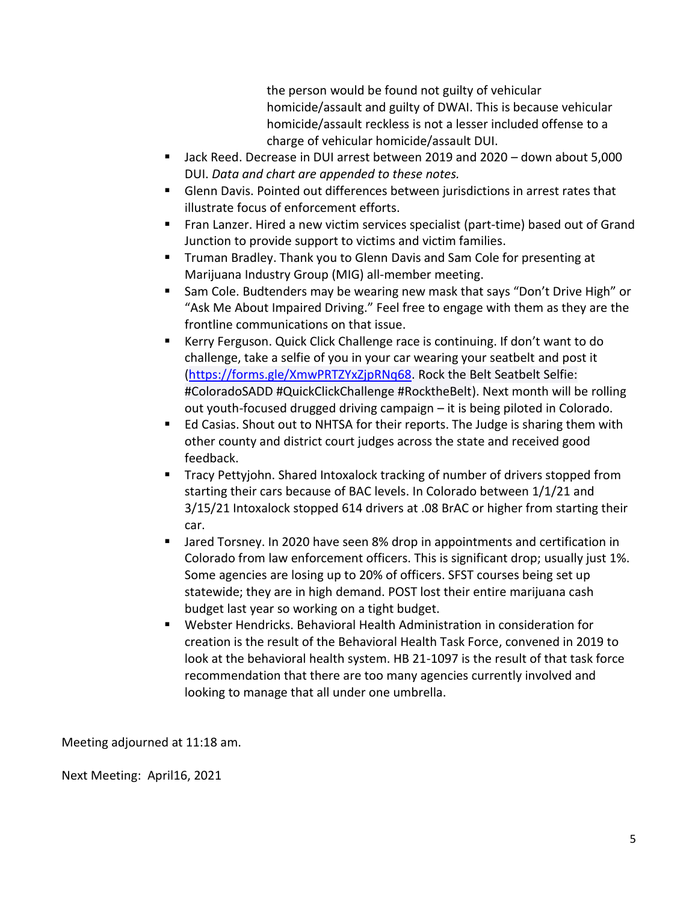the person would be found not guilty of vehicular homicide/assault and guilty of DWAI. This is because vehicular homicide/assault reckless is not a lesser included offense to a charge of vehicular homicide/assault DUI.

- Jack Reed. Decrease in DUI arrest between 2019 and 2020 – down about 5,000 DUI. *Data and chart are appended to these notes.*
- Glenn Davis. Pointed out differences between jurisdictions in arrest rates that illustrate focus of enforcement efforts.
- Fran Lanzer. Hired a new victim services specialist (part-time) based out of Grand Junction to provide support to victims and victim families.
- Truman Bradley. Thank you to Glenn Davis and Sam Cole for presenting at Marijuana Industry Group (MIG) all-member meeting.
- Sam Cole. Budtenders may be wearing new mask that says "Don't Drive High" or "Ask Me About Impaired Driving." Feel free to engage with them as they are the frontline communications on that issue.
- Kerry Ferguson. Quick Click Challenge race is continuing. If don't want to do challenge, take a selfie of you in your car wearing your seatbelt and post it (https://forms.gle/XmwPRTZYxZjpRNq68. Rock the Belt Seatbelt Selfie: #ColoradoSADD #QuickClickChallenge #RocktheBelt). Next month will be rolling out youth-focused drugged driving campaign – it is being piloted in Colorado.
- Ed Casias. Shout out to NHTSA for their reports. The Judge is sharing them with other county and district court judges across the state and received good feedback.
- Tracy Pettyjohn. Shared Intoxalock tracking of number of drivers stopped from starting their cars because of BAC levels. In Colorado between 1/1/21 and 3/15/21 Intoxalock stopped 614 drivers at .08 BrAC or higher from starting their car.
- Jared Torsney. In 2020 have seen 8% drop in appointments and certification in Colorado from law enforcement officers. This is significant drop; usually just 1%. Some agencies are losing up to 20% of officers. SFST courses being set up statewide; they are in high demand. POST lost their entire marijuana cash budget last year so working on a tight budget.
- Webster Hendricks. Behavioral Health Administration in consideration for creation is the result of the Behavioral Health Task Force, convened in 2019 to look at the behavioral health system. HB 21-1097 is the result of that task force recommendation that there are too many agencies currently involved and looking to manage that all under one umbrella.

Meeting adjourned at 11:18 am.

Next Meeting: April16, 2021